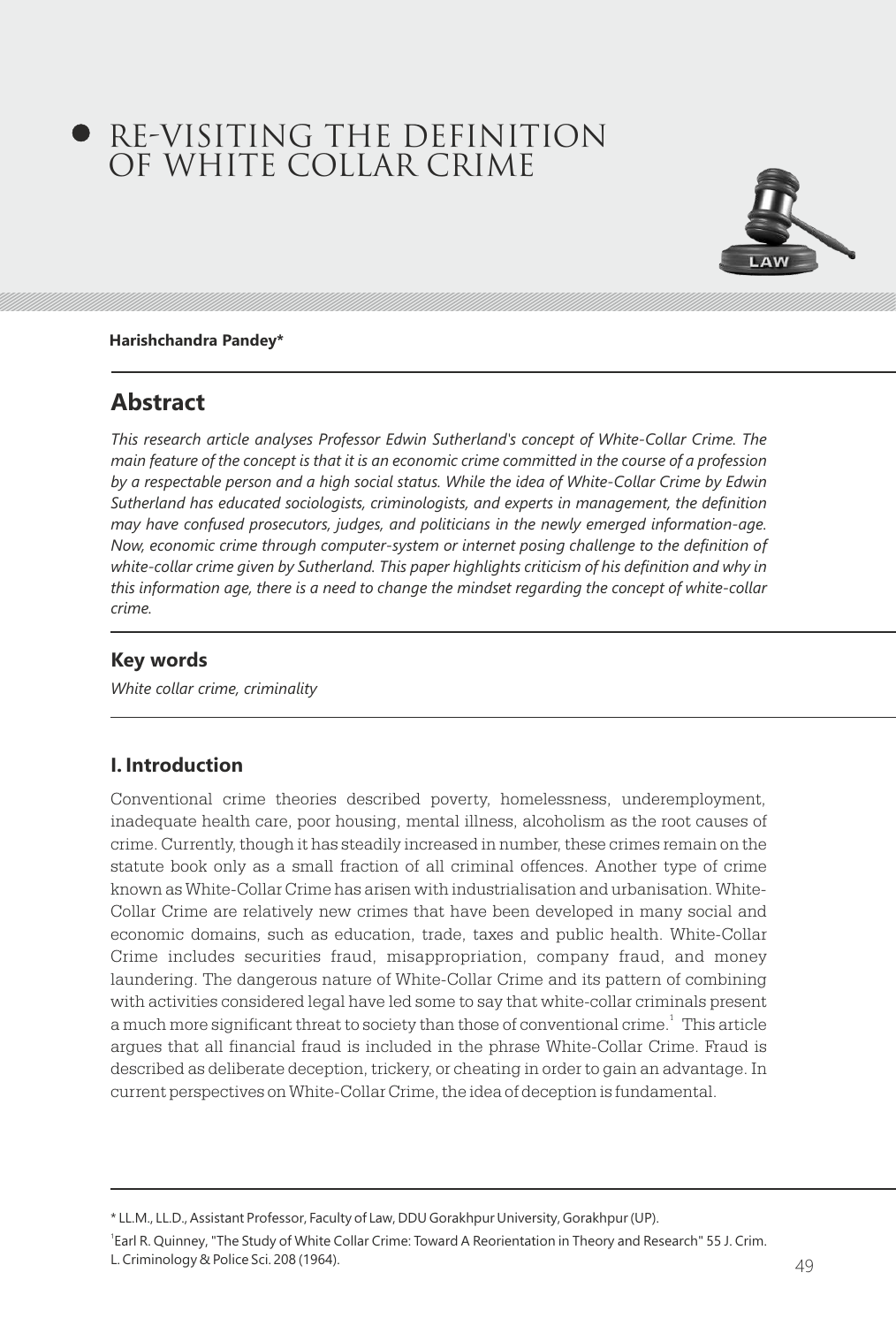# RE-VISITING THE DEFINITION OF WHITE COLLAR CRIME

**Harishchandra Pandey***

## Abstract

*This research article analyses Professor Edwin Sutherland's concept of White-Collar Crime. The main feature of the concept is that it is an economic crime committed in the course of a profession by a respectable person and a high social status. While the idea of White-Collar Crime by Edwin Sutherland has educated sociologists, criminologists, and experts in management, the definition may have confused prosecutors, judges, and politicians in the newly emerged information-age. Now, economic crime through computer-system or internet posing challenge to the definition of white-collar crime given by Sutherland. This paper highlights criticism of his definition and why in this information age, there is a need to change the mindset regarding the concept of white-collar crime.*

## Key words

*White collar crime, criminality*

## I. Introduction

Conventional crime theories described poverty, homelessness, underemployment, inadequate health care, poor housing, mental illness, alcoholism as the root causes of crime. Currently, though it has steadily increased in number, these crimes remain on the statute book only as a small fraction of all criminal offences. Another type of crime known as White-Collar Crime has arisen with industrialisation and urbanisation. White-Collar Crime are relatively new crimes that have been developed in many social and economic domains, such as education, trade, taxes and public health. White-Collar Crime includes securities fraud, misappropriation, company fraud, and money laundering. The dangerous nature of White-Collar Crime and its pattern of combining with activities considered legal have led some to say that white-collar criminals present a much more significant threat to society than those of conventional crime.[1] This article argues that all financial fraud is included in the phrase White-Collar Crime. Fraud is described as deliberate deception, trickery, or cheating in order to gain an advantage. In current perspectives on White-Collar Crime, the idea of deception is fundamental.

---

* LL.M., LL.D., Assistant Professor, Faculty of Law, DDU Gorakhpur University, Gorakhpur (UP).

[1] Earl R. Quinney, "The Study of White Collar Crime: Toward A Reorientation in Theory and Research" 55 J. Crim. L. Criminology & Police Sci. 208 (1964).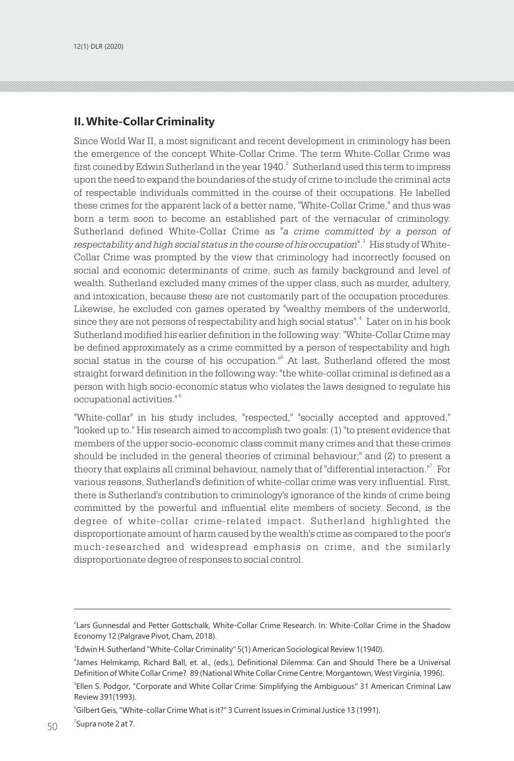## II. White-Collar Criminality

Since World War II, a most significant and recent development in criminology has been the emergence of the concept White-Collar Crime. The term White-Collar Crime was first coined by Edwin Sutherland in the year 1940.[2] Sutherland used this term to impress upon the need to expand the boundaries of the study of crime to include the criminal acts of respectable individuals committed in the course of their occupations. He labelled these crimes for the apparent lack of a better name, "White-Collar Crime," and thus was born a term soon to become an established part of the vernacular of criminology. Sutherland defined White-Collar Crime as "*a crime committed by a person of respectability and high social status in the course of his occupation*".[3] His study of White-Collar Crime was prompted by the view that criminology had incorrectly focused on social and economic determinants of crime, such as family background and level of wealth. Sutherland excluded many crimes of the upper class, such as murder, adultery, and intoxication, because these are not customarily part of the occupation procedures. Likewise, he excluded con games operated by "wealthy members of the underworld, since they are not persons of respectability and high social status".[4] Later on in his book Sutherland modified his earlier definition in the following way: "White-Collar Crime may be defined approximately as a crime committed by a person of respectability and high social status in the course of his occupation."[5] At last, Sutherland offered the most straight forward definition in the following way: "the white-collar criminal is defined as a person with high socio-economic status who violates the laws designed to regulate his occupational activities."[6]

"White-collar" in his study includes, "respected," "socially accepted and approved," "looked up to." His research aimed to accomplish two goals: (1) "to present evidence that members of the upper socio-economic class commit many crimes and that these crimes should be included in the general theories of criminal behaviour;" and (2) to present a theory that explains all criminal behaviour, namely that of "differential interaction."[7] For various reasons, Sutherland's definition of white-collar crime was very influential. First, there is Sutherland's contribution to criminology's ignorance of the kinds of crime being committed by the powerful and influential elite members of society. Second, is the degree of white-collar crime-related impact. Sutherland highlighted the disproportionate amount of harm caused by the wealth's crime as compared to the poor's much-researched and widespread emphasis on crime, and the similarly disproportionate degree of responses to social control.

---

[2] Lars Gunnesdal and Petter Gottschalk, White-Collar Crime Research. In: White-Collar Crime in the Shadow Economy 12 (Palgrave Pivot, Cham, 2018).

[3] Edwin H. Sutherland "White-Collar Criminality" 5(1) American Sociological Review 1(1940).

[4] James Helmkamp, Richard Ball, et. al., (eds.), Definitional Dilemma: Can and Should There be a Universal Definition of White Collar Crime? 89 (National White Collar Crime Centre, Morgantown, West Virginia, 1996).

[5] Ellen S. Podgor, "Corporate and White Collar Crime: Simplifying the Ambiguous" 31 American Criminal Law Review 391(1993).

[6] Gilbert Geis, "White-collar Crime What is it?" 3 Current Issues in Criminal Justice 13 (1991).

[7] Supra note 2 at 7.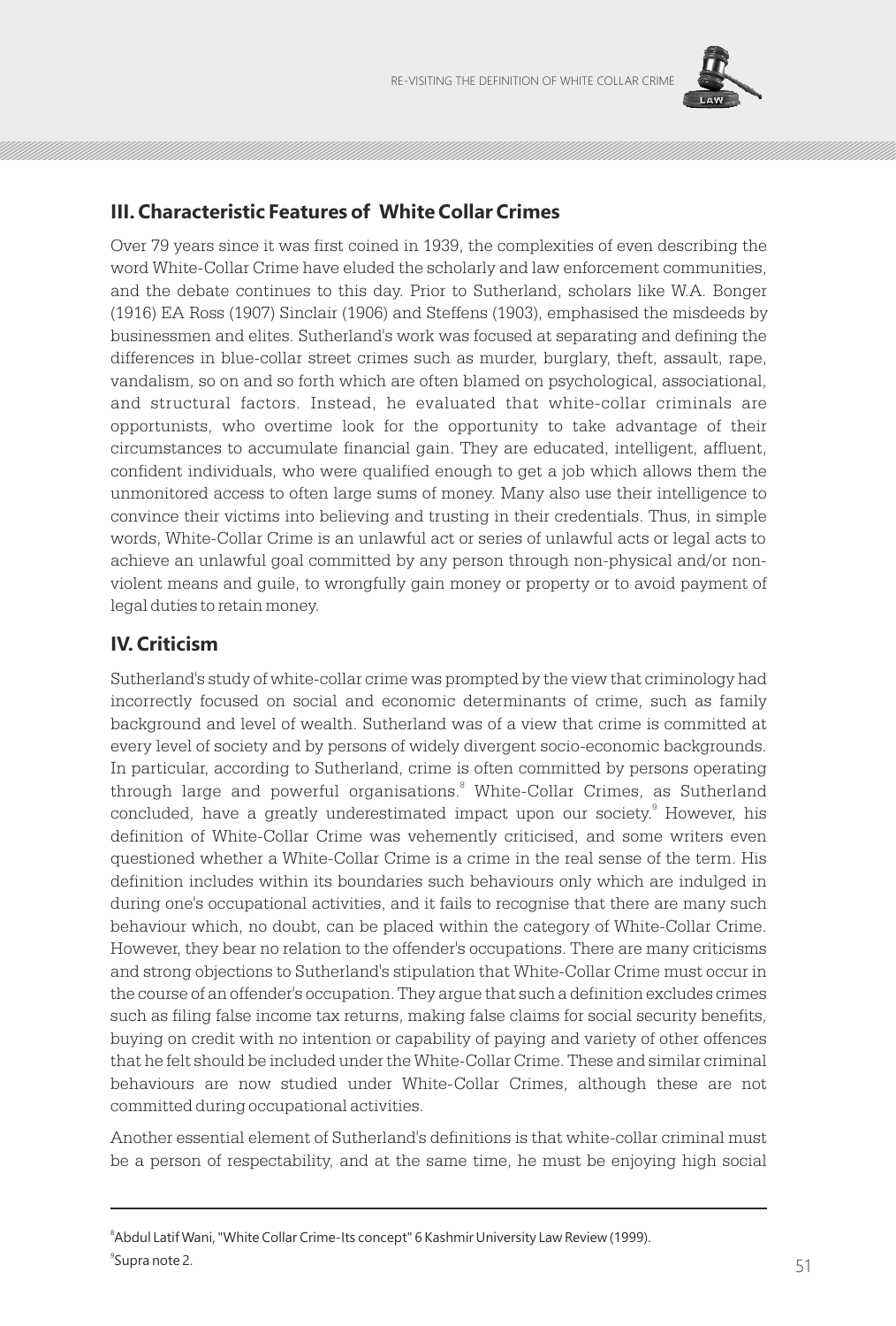## III. Characteristic Features of White Collar Crimes

Over 79 years since it was first coined in 1939, the complexities of even describing the word White-Collar Crime have eluded the scholarly and law enforcement communities, and the debate continues to this day. Prior to Sutherland, scholars like W.A. Bonger (1916) EA Ross (1907) Sinclair (1906) and Steffens (1903), emphasised the misdeeds by businessmen and elites. Sutherland's work was focused at separating and defining the differences in blue-collar street crimes such as murder, burglary, theft, assault, rape, vandalism, so on and so forth which are often blamed on psychological, associational, and structural factors. Instead, he evaluated that white-collar criminals are opportunists, who overtime look for the opportunity to take advantage of their circumstances to accumulate financial gain. They are educated, intelligent, affluent, confident individuals, who were qualified enough to get a job which allows them the unmonitored access to often large sums of money. Many also use their intelligence to convince their victims into believing and trusting in their credentials. Thus, in simple words, White-Collar Crime is an unlawful act or series of unlawful acts or legal acts to achieve an unlawful goal committed by any person through non-physical and/or non-violent means and guile, to wrongfully gain money or property or to avoid payment of legal duties to retain money.

## IV. Criticism

Sutherland's study of white-collar crime was prompted by the view that criminology had incorrectly focused on social and economic determinants of crime, such as family background and level of wealth. Sutherland was of a view that crime is committed at every level of society and by persons of widely divergent socio-economic backgrounds. In particular, according to Sutherland, crime is often committed by persons operating through large and powerful organisations.[8] White-Collar Crimes, as Sutherland concluded, have a greatly underestimated impact upon our society.[9] However, his definition of White-Collar Crime was vehemently criticised, and some writers even questioned whether a White-Collar Crime is a crime in the real sense of the term. His definition includes within its boundaries such behaviours only which are indulged in during one's occupational activities, and it fails to recognise that there are many such behaviour which, no doubt, can be placed within the category of White-Collar Crime. However, they bear no relation to the offender's occupations. There are many criticisms and strong objections to Sutherland's stipulation that White-Collar Crime must occur in the course of an offender's occupation. They argue that such a definition excludes crimes such as filing false income tax returns, making false claims for social security benefits, buying on credit with no intention or capability of paying and variety of other offences that he felt should be included under the White-Collar Crime. These and similar criminal behaviours are now studied under White-Collar Crimes, although these are not committed during occupational activities.

Another essential element of Sutherland's definitions is that white-collar criminal must be a person of respectability, and at the same time, he must be enjoying high social

---

[8] Abdul Latif Wani, "White Collar Crime-Its concept" 6 Kashmir University Law Review (1999).

[9] Supra note 2.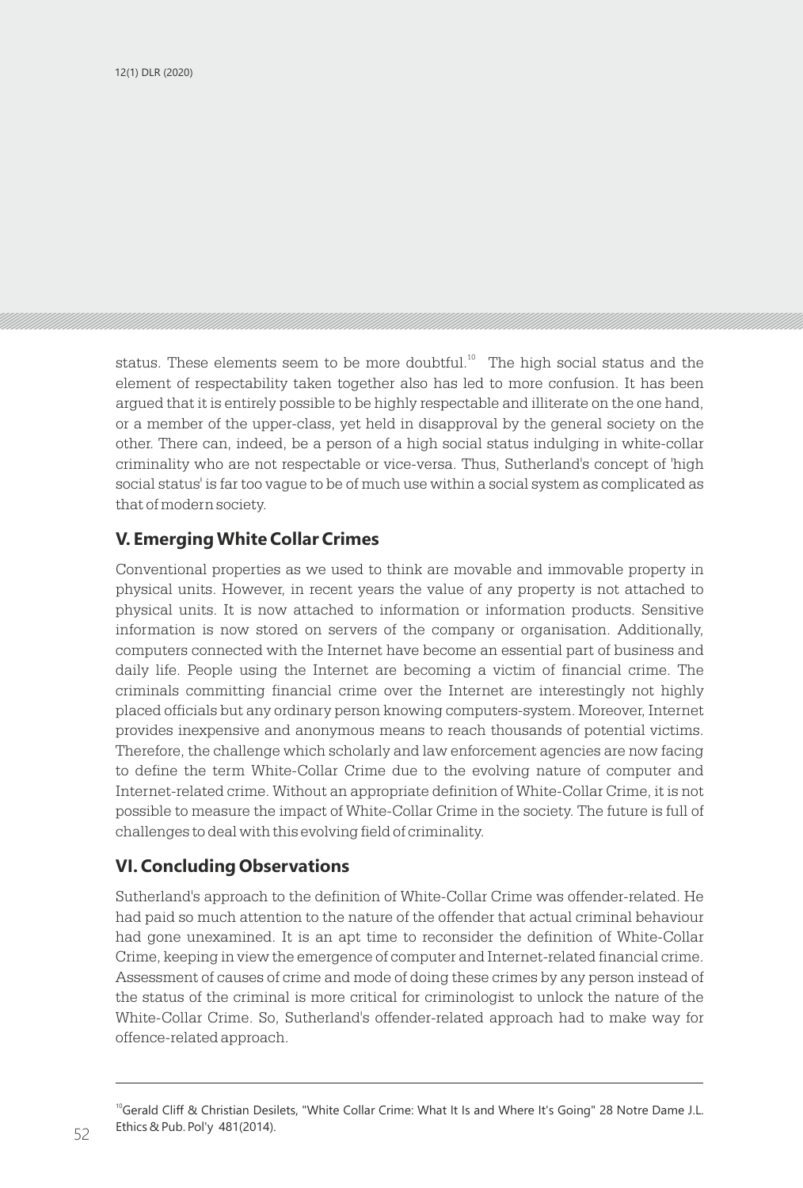status. These elements seem to be more doubtful.[10] The high social status and the element of respectability taken together also has led to more confusion. It has been argued that it is entirely possible to be highly respectable and illiterate on the one hand, or a member of the upper-class, yet held in disapproval by the general society on the other. There can, indeed, be a person of a high social status indulging in white-collar criminality who are not respectable or vice-versa. Thus, Sutherland's concept of 'high social status' is far too vague to be of much use within a social system as complicated as that of modern society.

## V. Emerging White Collar Crimes

Conventional properties as we used to think are movable and immovable property in physical units. However, in recent years the value of any property is not attached to physical units. It is now attached to information or information products. Sensitive information is now stored on servers of the company or organisation. Additionally, computers connected with the Internet have become an essential part of business and daily life. People using the Internet are becoming a victim of financial crime. The criminals committing financial crime over the Internet are interestingly not highly placed officials but any ordinary person knowing computers-system. Moreover, Internet provides inexpensive and anonymous means to reach thousands of potential victims. Therefore, the challenge which scholarly and law enforcement agencies are now facing to define the term White-Collar Crime due to the evolving nature of computer and Internet-related crime. Without an appropriate definition of White-Collar Crime, it is not possible to measure the impact of White-Collar Crime in the society. The future is full of challenges to deal with this evolving field of criminality.

## VI. Concluding Observations

Sutherland's approach to the definition of White-Collar Crime was offender-related. He had paid so much attention to the nature of the offender that actual criminal behaviour had gone unexamined. It is an apt time to reconsider the definition of White-Collar Crime, keeping in view the emergence of computer and Internet-related financial crime. Assessment of causes of crime and mode of doing these crimes by any person instead of the status of the criminal is more critical for criminologist to unlock the nature of the White-Collar Crime. So, Sutherland's offender-related approach had to make way for offence-related approach.

---

[10] Gerald Cliff & Christian Desilets, "White Collar Crime: What It Is and Where It's Going" 28 Notre Dame J.L. Ethics & Pub. Pol'y 481(2014).